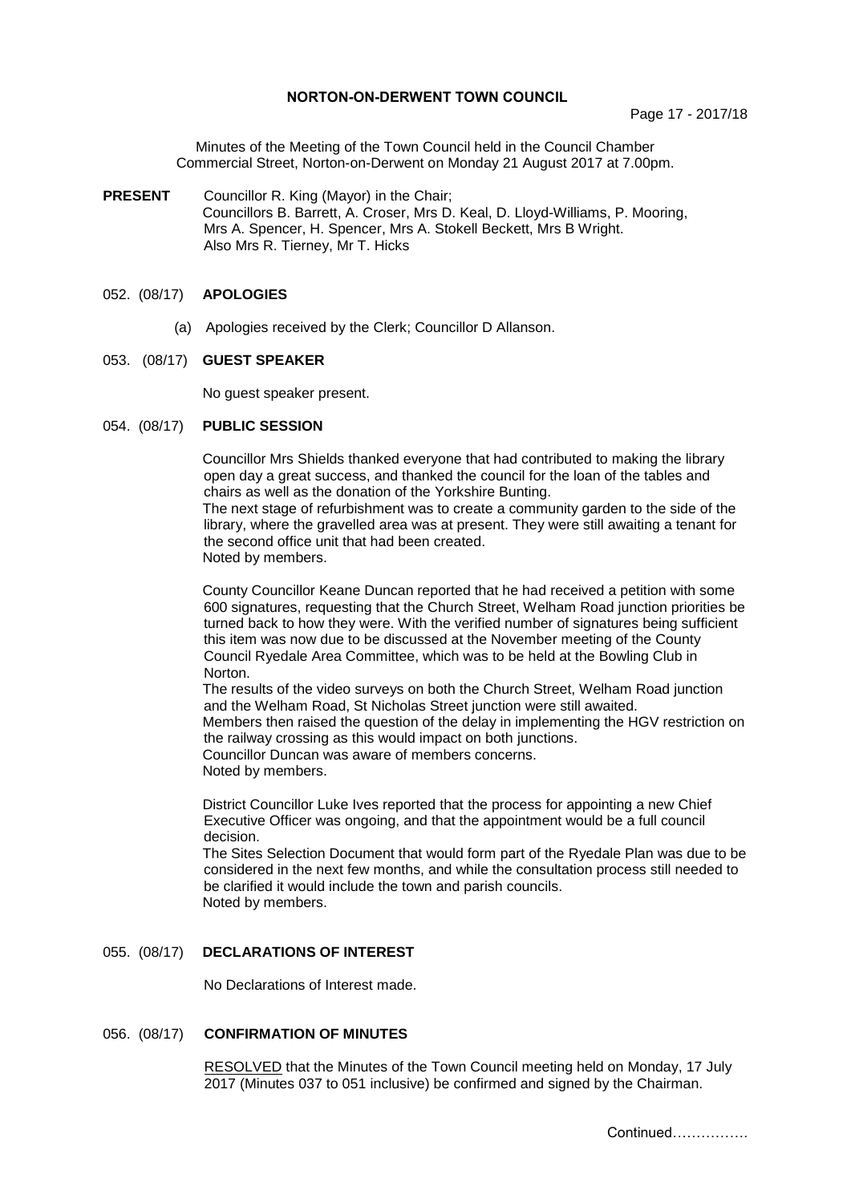# NORTON-ON-DERWENT TOWN COUNCIL

Minutes of the Meeting of the Town Council held in the Council Chamber Commercial Street, Norton-on-Derwent on Monday 21 August 2017 at 7.00pm.

**PRESENT** Councillor R. King (Mayor) in the Chair;
Councillors B. Barrett, A. Croser, Mrs D. Keal, D. Lloyd-Williams, P. Mooring, Mrs A. Spencer, H. Spencer, Mrs A. Stokell Beckett, Mrs B Wright.
Also Mrs R. Tierney, Mr T. Hicks

## 052. (08/17) APOLOGIES

(a) Apologies received by the Clerk; Councillor D Allanson.

## 053. (08/17) GUEST SPEAKER

No guest speaker present.

## 054. (08/17) PUBLIC SESSION

Councillor Mrs Shields thanked everyone that had contributed to making the library open day a great success, and thanked the council for the loan of the tables and chairs as well as the donation of the Yorkshire Bunting.
The next stage of refurbishment was to create a community garden to the side of the library, where the gravelled area was at present. They were still awaiting a tenant for the second office unit that had been created.
Noted by members.

County Councillor Keane Duncan reported that he had received a petition with some 600 signatures, requesting that the Church Street, Welham Road junction priorities be turned back to how they were. With the verified number of signatures being sufficient this item was now due to be discussed at the November meeting of the County Council Ryedale Area Committee, which was to be held at the Bowling Club in Norton.
The results of the video surveys on both the Church Street, Welham Road junction and the Welham Road, St Nicholas Street junction were still awaited.
Members then raised the question of the delay in implementing the HGV restriction on the railway crossing as this would impact on both junctions.
Councillor Duncan was aware of members concerns.
Noted by members.

District Councillor Luke Ives reported that the process for appointing a new Chief Executive Officer was ongoing, and that the appointment would be a full council decision.
The Sites Selection Document that would form part of the Ryedale Plan was due to be considered in the next few months, and while the consultation process still needed to be clarified it would include the town and parish councils.
Noted by members.

## 055. (08/17) DECLARATIONS OF INTEREST

No Declarations of Interest made.

## 056. (08/17) CONFIRMATION OF MINUTES

RESOLVED that the Minutes of the Town Council meeting held on Monday, 17 July 2017 (Minutes 037 to 051 inclusive) be confirmed and signed by the Chairman.

Continued…………….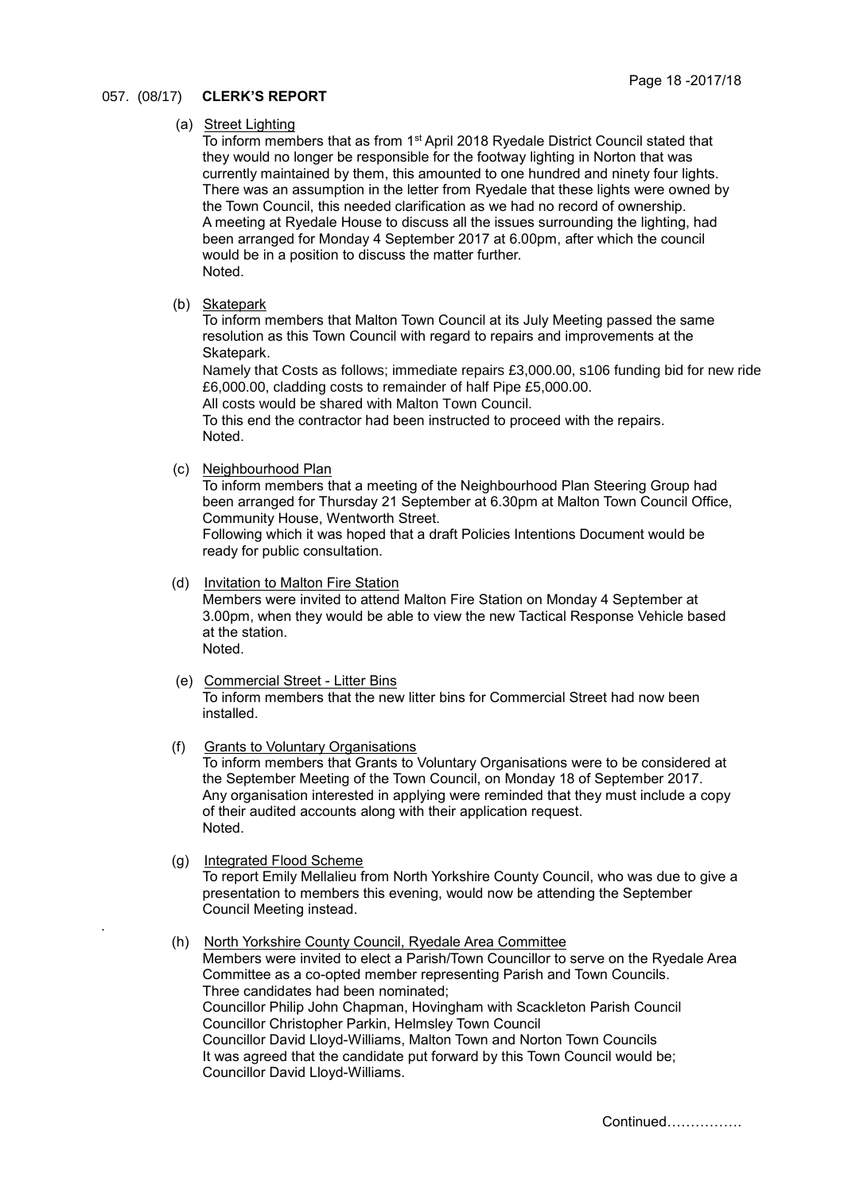## 057. (08/17) CLERK'S REPORT

(a) Street Lighting

To inform members that as from 1st April 2018 Ryedale District Council stated that they would no longer be responsible for the footway lighting in Norton that was currently maintained by them, this amounted to one hundred and ninety four lights. There was an assumption in the letter from Ryedale that these lights were owned by the Town Council, this needed clarification as we had no record of ownership. A meeting at Ryedale House to discuss all the issues surrounding the lighting, had been arranged for Monday 4 September 2017 at 6.00pm, after which the council would be in a position to discuss the matter further.
Noted.

(b) Skatepark

To inform members that Malton Town Council at its July Meeting passed the same resolution as this Town Council with regard to repairs and improvements at the Skatepark.
Namely that Costs as follows; immediate repairs £3,000.00, s106 funding bid for new ride £6,000.00, cladding costs to remainder of half Pipe £5,000.00.
All costs would be shared with Malton Town Council.
To this end the contractor had been instructed to proceed with the repairs.
Noted.

(c) Neighbourhood Plan

To inform members that a meeting of the Neighbourhood Plan Steering Group had been arranged for Thursday 21 September at 6.30pm at Malton Town Council Office, Community House, Wentworth Street.
Following which it was hoped that a draft Policies Intentions Document would be ready for public consultation.

(d) Invitation to Malton Fire Station

Members were invited to attend Malton Fire Station on Monday 4 September at 3.00pm, when they would be able to view the new Tactical Response Vehicle based at the station.
Noted.

(e) Commercial Street - Litter Bins

To inform members that the new litter bins for Commercial Street had now been installed.

(f) Grants to Voluntary Organisations

To inform members that Grants to Voluntary Organisations were to be considered at the September Meeting of the Town Council, on Monday 18 of September 2017. Any organisation interested in applying were reminded that they must include a copy of their audited accounts along with their application request.
Noted.

(g) Integrated Flood Scheme

To report Emily Mellalieu from North Yorkshire County Council, who was due to give a presentation to members this evening, would now be attending the September Council Meeting instead.

(h) North Yorkshire County Council, Ryedale Area Committee

Members were invited to elect a Parish/Town Councillor to serve on the Ryedale Area Committee as a co-opted member representing Parish and Town Councils.
Three candidates had been nominated;
Councillor Philip John Chapman, Hovingham with Scackleton Parish Council
Councillor Christopher Parkin, Helmsley Town Council
Councillor David Lloyd-Williams, Malton Town and Norton Town Councils
It was agreed that the candidate put forward by this Town Council would be;
Councillor David Lloyd-Williams.

Continued…………….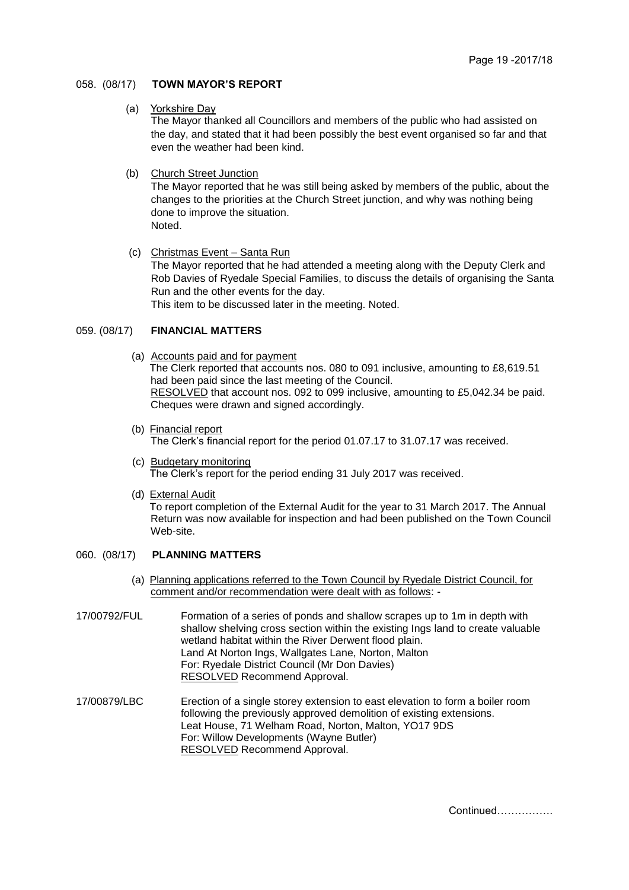## 058. (08/17) TOWN MAYOR'S REPORT

(a) Yorkshire Day

The Mayor thanked all Councillors and members of the public who had assisted on the day, and stated that it had been possibly the best event organised so far and that even the weather had been kind.

(b) Church Street Junction

The Mayor reported that he was still being asked by members of the public, about the changes to the priorities at the Church Street junction, and why was nothing being done to improve the situation.
Noted.

(c) Christmas Event – Santa Run

The Mayor reported that he had attended a meeting along with the Deputy Clerk and Rob Davies of Ryedale Special Families, to discuss the details of organising the Santa Run and the other events for the day.
This item to be discussed later in the meeting. Noted.

## 059. (08/17) FINANCIAL MATTERS

(a) Accounts paid and for payment

The Clerk reported that accounts nos. 080 to 091 inclusive, amounting to £8,619.51 had been paid since the last meeting of the Council.
RESOLVED that account nos. 092 to 099 inclusive, amounting to £5,042.34 be paid. Cheques were drawn and signed accordingly.

(b) Financial report

The Clerk's financial report for the period 01.07.17 to 31.07.17 was received.

(c) Budgetary monitoring

The Clerk's report for the period ending 31 July 2017 was received.

(d) External Audit

To report completion of the External Audit for the year to 31 March 2017. The Annual Return was now available for inspection and had been published on the Town Council Web-site.

## 060. (08/17) PLANNING MATTERS

(a) Planning applications referred to the Town Council by Ryedale District Council, for comment and/or recommendation were dealt with as follows: -

17/00792/FUL — Formation of a series of ponds and shallow scrapes up to 1m in depth with shallow shelving cross section within the existing Ings land to create valuable wetland habitat within the River Derwent flood plain.
Land At Norton Ings, Wallgates Lane, Norton, Malton
For: Ryedale District Council (Mr Don Davies)
RESOLVED Recommend Approval.

17/00879/LBC — Erection of a single storey extension to east elevation to form a boiler room following the previously approved demolition of existing extensions.
Leat House, 71 Welham Road, Norton, Malton, YO17 9DS
For: Willow Developments (Wayne Butler)
RESOLVED Recommend Approval.

Continued…………….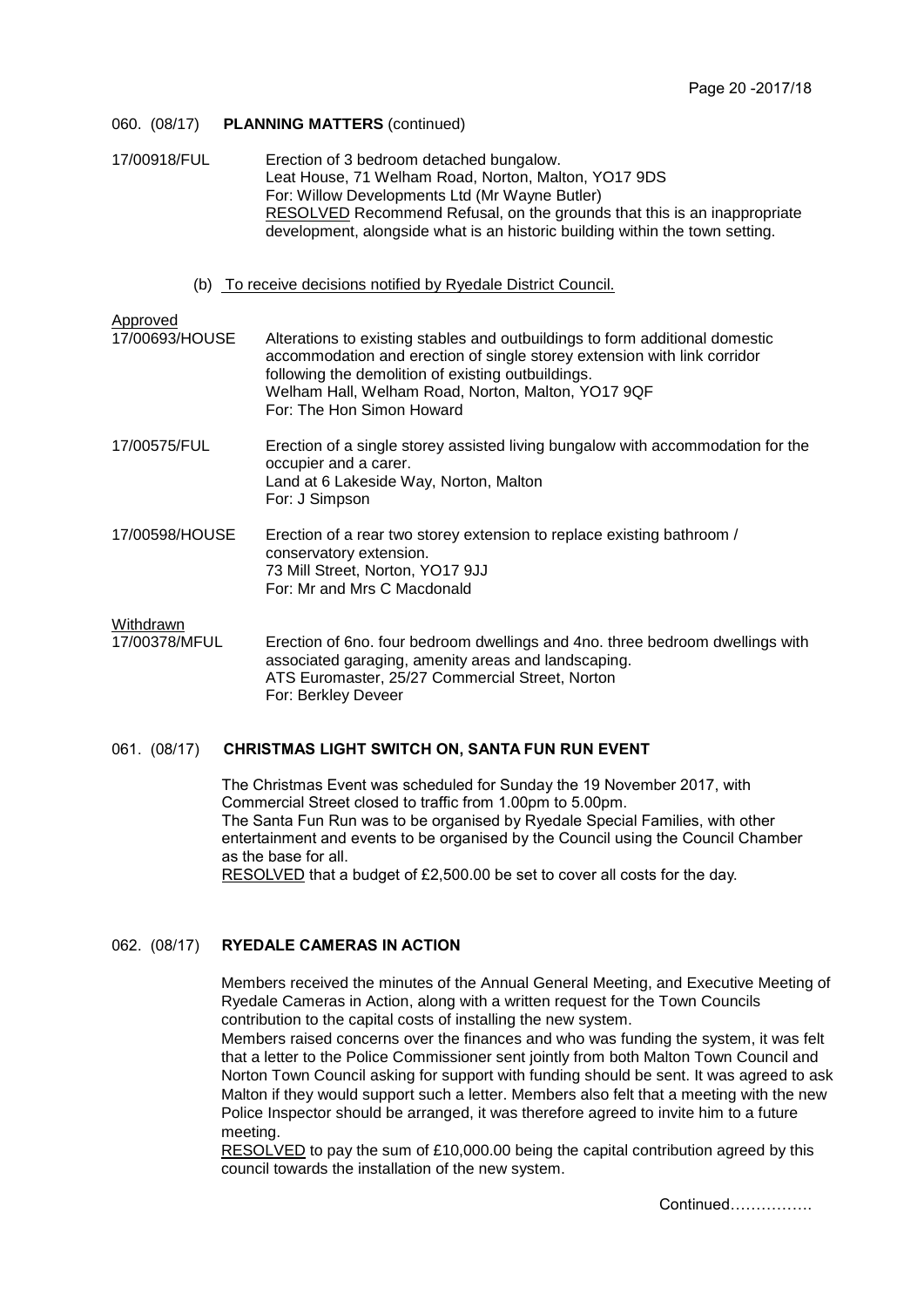060. (08/17) **PLANNING MATTERS** (continued)

17/00918/FUL Erection of 3 bedroom detached bungalow.
Leat House, 71 Welham Road, Norton, Malton, YO17 9DS
For: Willow Developments Ltd (Mr Wayne Butler)
RESOLVED Recommend Refusal, on the grounds that this is an inappropriate development, alongside what is an historic building within the town setting.

(b) To receive decisions notified by Ryedale District Council.

Approved

17/00693/HOUSE Alterations to existing stables and outbuildings to form additional domestic accommodation and erection of single storey extension with link corridor following the demolition of existing outbuildings.
Welham Hall, Welham Road, Norton, Malton, YO17 9QF
For: The Hon Simon Howard

17/00575/FUL Erection of a single storey assisted living bungalow with accommodation for the occupier and a carer.
Land at 6 Lakeside Way, Norton, Malton
For: J Simpson

17/00598/HOUSE Erection of a rear two storey extension to replace existing bathroom / conservatory extension.
73 Mill Street, Norton, YO17 9JJ
For: Mr and Mrs C Macdonald

Withdrawn

17/00378/MFUL Erection of 6no. four bedroom dwellings and 4no. three bedroom dwellings with associated garaging, amenity areas and landscaping.
ATS Euromaster, 25/27 Commercial Street, Norton
For: Berkley Deveer

061. (08/17) **CHRISTMAS LIGHT SWITCH ON, SANTA FUN RUN EVENT**

The Christmas Event was scheduled for Sunday the 19 November 2017, with Commercial Street closed to traffic from 1.00pm to 5.00pm.
The Santa Fun Run was to be organised by Ryedale Special Families, with other entertainment and events to be organised by the Council using the Council Chamber as the base for all.
RESOLVED that a budget of £2,500.00 be set to cover all costs for the day.

062. (08/17) **RYEDALE CAMERAS IN ACTION**

Members received the minutes of the Annual General Meeting, and Executive Meeting of Ryedale Cameras in Action, along with a written request for the Town Councils contribution to the capital costs of installing the new system.
Members raised concerns over the finances and who was funding the system, it was felt that a letter to the Police Commissioner sent jointly from both Malton Town Council and Norton Town Council asking for support with funding should be sent. It was agreed to ask Malton if they would support such a letter. Members also felt that a meeting with the new Police Inspector should be arranged, it was therefore agreed to invite him to a future meeting.
RESOLVED to pay the sum of £10,000.00 being the capital contribution agreed by this council towards the installation of the new system.

Continued…………….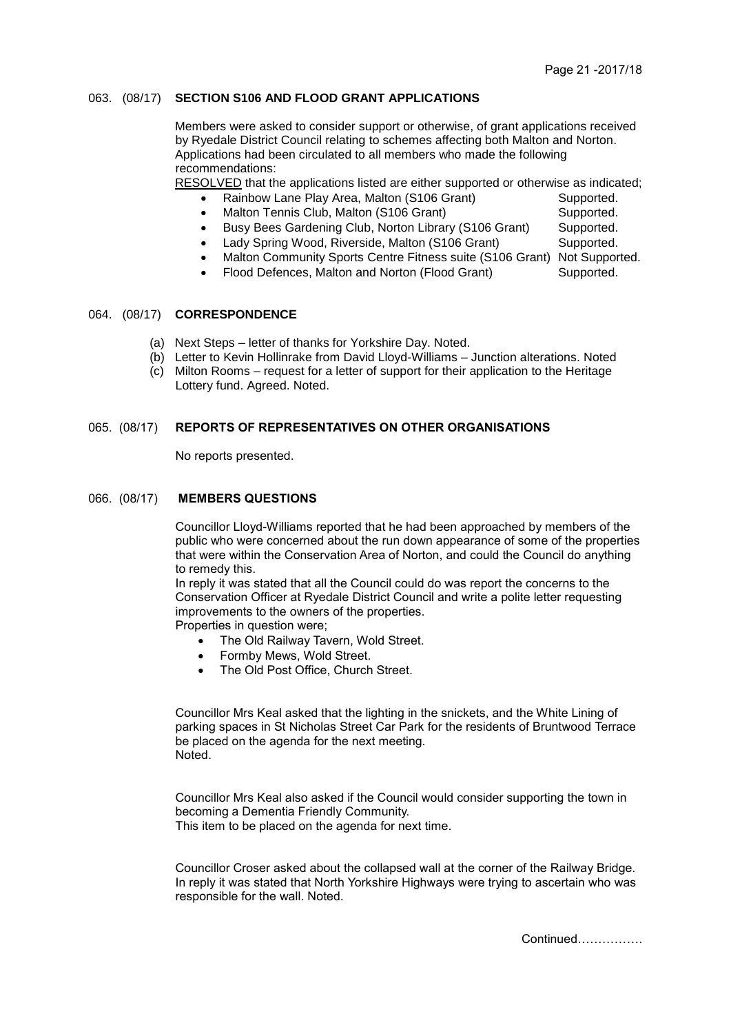063. (08/17) **SECTION S106 AND FLOOD GRANT APPLICATIONS**

Members were asked to consider support or otherwise, of grant applications received by Ryedale District Council relating to schemes affecting both Malton and Norton. Applications had been circulated to all members who made the following recommendations:

RESOLVED that the applications listed are either supported or otherwise as indicated;

- Rainbow Lane Play Area, Malton (S106 Grant) Supported.
- Malton Tennis Club, Malton (S106 Grant) Supported.
- Busy Bees Gardening Club, Norton Library (S106 Grant) Supported.
- Lady Spring Wood, Riverside, Malton (S106 Grant) Supported.
- Malton Community Sports Centre Fitness suite (S106 Grant) Not Supported.
- Flood Defences, Malton and Norton (Flood Grant) Supported.

064. (08/17) **CORRESPONDENCE**

(a) Next Steps – letter of thanks for Yorkshire Day. Noted.
(b) Letter to Kevin Hollinrake from David Lloyd-Williams – Junction alterations. Noted
(c) Milton Rooms – request for a letter of support for their application to the Heritage Lottery fund. Agreed. Noted.

065. (08/17) **REPORTS OF REPRESENTATIVES ON OTHER ORGANISATIONS**

No reports presented.

066. (08/17) **MEMBERS QUESTIONS**

Councillor Lloyd-Williams reported that he had been approached by members of the public who were concerned about the run down appearance of some of the properties that were within the Conservation Area of Norton, and could the Council do anything to remedy this.
In reply it was stated that all the Council could do was report the concerns to the Conservation Officer at Ryedale District Council and write a polite letter requesting improvements to the owners of the properties.
Properties in question were;

- The Old Railway Tavern, Wold Street.
- Formby Mews, Wold Street.
- The Old Post Office, Church Street.

Councillor Mrs Keal asked that the lighting in the snickets, and the White Lining of parking spaces in St Nicholas Street Car Park for the residents of Bruntwood Terrace be placed on the agenda for the next meeting.
Noted.

Councillor Mrs Keal also asked if the Council would consider supporting the town in becoming a Dementia Friendly Community.
This item to be placed on the agenda for next time.

Councillor Croser asked about the collapsed wall at the corner of the Railway Bridge. In reply it was stated that North Yorkshire Highways were trying to ascertain who was responsible for the wall. Noted.

Continued…………….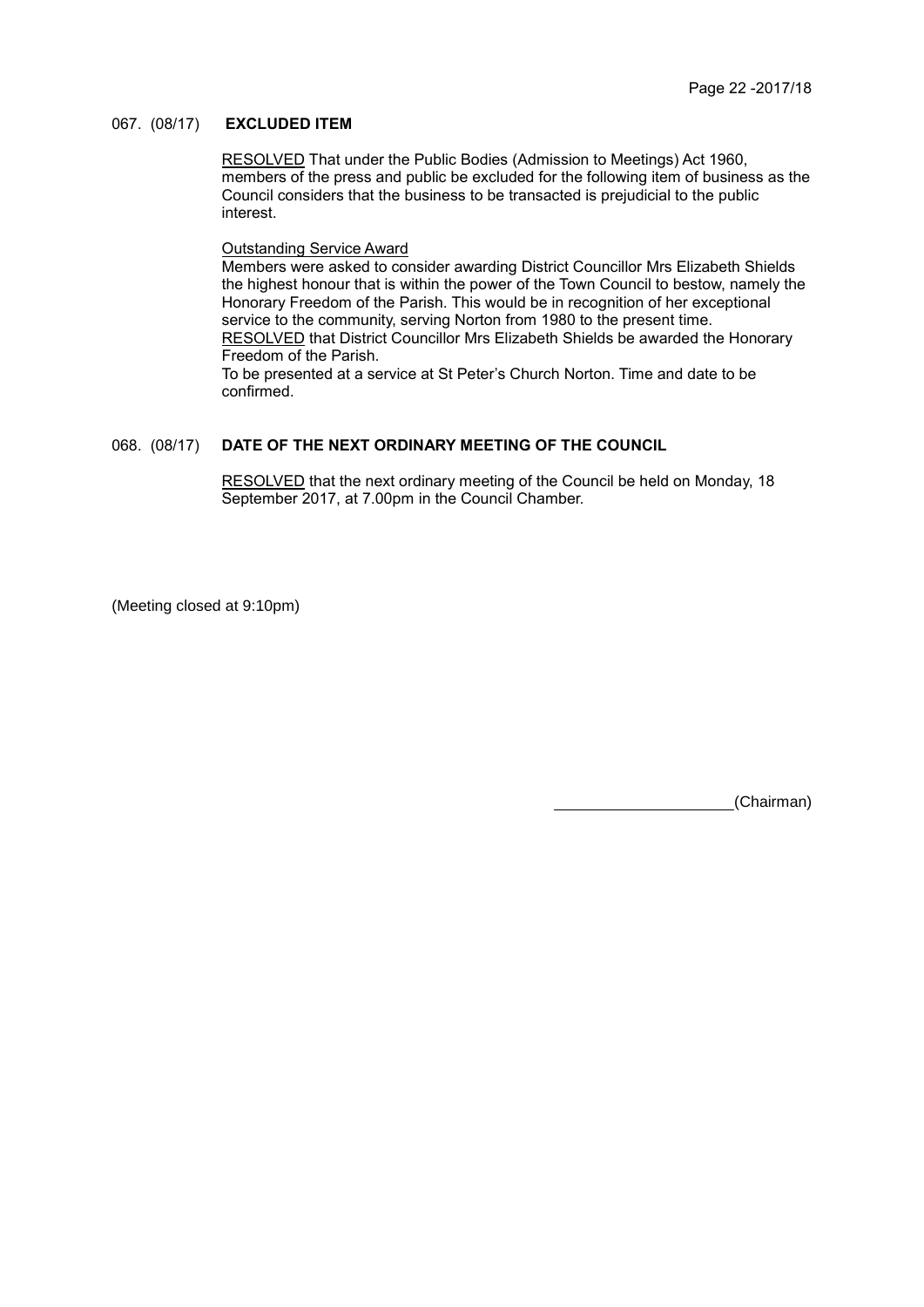067. (08/17) **EXCLUDED ITEM**

RESOLVED That under the Public Bodies (Admission to Meetings) Act 1960, members of the press and public be excluded for the following item of business as the Council considers that the business to be transacted is prejudicial to the public interest.

Outstanding Service Award

Members were asked to consider awarding District Councillor Mrs Elizabeth Shields the highest honour that is within the power of the Town Council to bestow, namely the Honorary Freedom of the Parish. This would be in recognition of her exceptional service to the community, serving Norton from 1980 to the present time.

RESOLVED that District Councillor Mrs Elizabeth Shields be awarded the Honorary Freedom of the Parish.

To be presented at a service at St Peter's Church Norton. Time and date to be confirmed.

068. (08/17) **DATE OF THE NEXT ORDINARY MEETING OF THE COUNCIL**

RESOLVED that the next ordinary meeting of the Council be held on Monday, 18 September 2017, at 7.00pm in the Council Chamber.

(Meeting closed at 9:10pm)

____________________(Chairman)